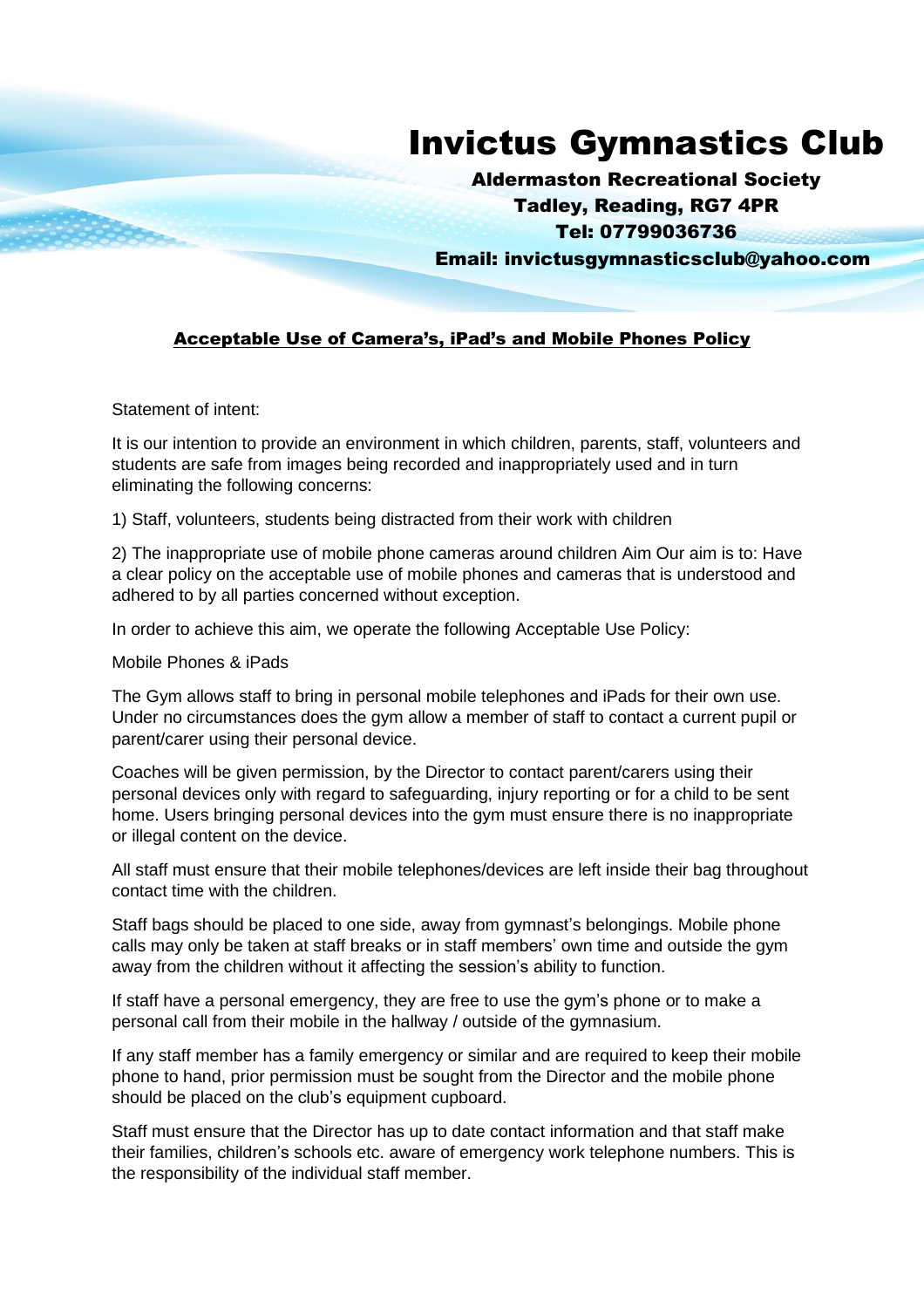# Invictus Gymnastics Club

**Aldermaston Recreational Society**
**Tadley, Reading, RG7 4PR**
**Tel: 07799036736**
**Email: invictusgymnasticsclub@yahoo.com**

## Acceptable Use of Camera's, iPad's and Mobile Phones Policy

Statement of intent:

It is our intention to provide an environment in which children, parents, staff, volunteers and students are safe from images being recorded and inappropriately used and in turn eliminating the following concerns:

1) Staff, volunteers, students being distracted from their work with children

2) The inappropriate use of mobile phone cameras around children Aim Our aim is to: Have a clear policy on the acceptable use of mobile phones and cameras that is understood and adhered to by all parties concerned without exception.

In order to achieve this aim, we operate the following Acceptable Use Policy:

Mobile Phones & iPads

The Gym allows staff to bring in personal mobile telephones and iPads for their own use. Under no circumstances does the gym allow a member of staff to contact a current pupil or parent/carer using their personal device.

Coaches will be given permission, by the Director to contact parent/carers using their personal devices only with regard to safeguarding, injury reporting or for a child to be sent home. Users bringing personal devices into the gym must ensure there is no inappropriate or illegal content on the device.

All staff must ensure that their mobile telephones/devices are left inside their bag throughout contact time with the children.

Staff bags should be placed to one side, away from gymnast's belongings. Mobile phone calls may only be taken at staff breaks or in staff members' own time and outside the gym away from the children without it affecting the session's ability to function.

If staff have a personal emergency, they are free to use the gym's phone or to make a personal call from their mobile in the hallway / outside of the gymnasium.

If any staff member has a family emergency or similar and are required to keep their mobile phone to hand, prior permission must be sought from the Director and the mobile phone should be placed on the club's equipment cupboard.

Staff must ensure that the Director has up to date contact information and that staff make their families, children's schools etc. aware of emergency work telephone numbers. This is the responsibility of the individual staff member.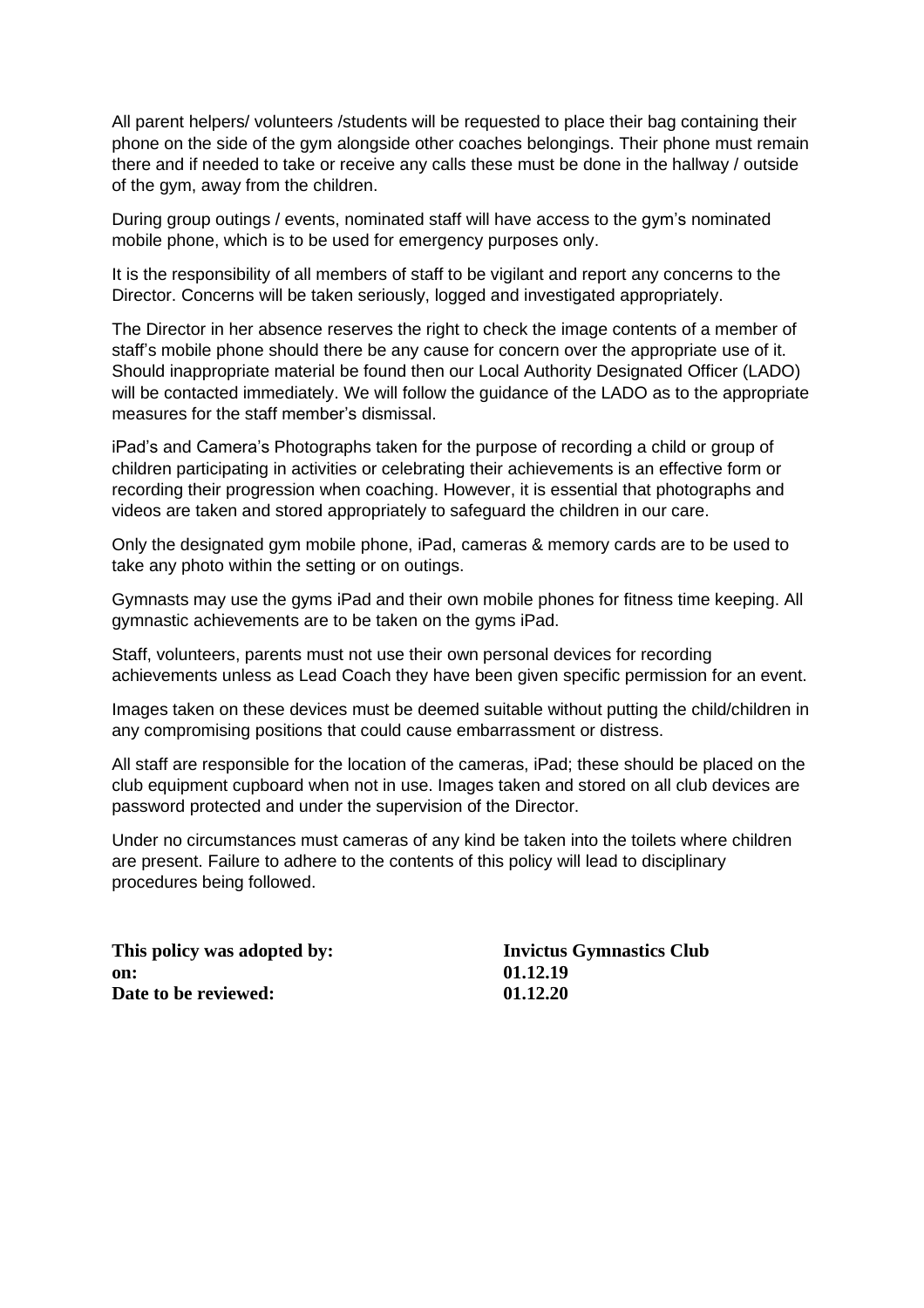All parent helpers/ volunteers /students will be requested to place their bag containing their phone on the side of the gym alongside other coaches belongings. Their phone must remain there and if needed to take or receive any calls these must be done in the hallway / outside of the gym, away from the children.

During group outings / events, nominated staff will have access to the gym's nominated mobile phone, which is to be used for emergency purposes only.

It is the responsibility of all members of staff to be vigilant and report any concerns to the Director. Concerns will be taken seriously, logged and investigated appropriately.

The Director in her absence reserves the right to check the image contents of a member of staff's mobile phone should there be any cause for concern over the appropriate use of it. Should inappropriate material be found then our Local Authority Designated Officer (LADO) will be contacted immediately. We will follow the guidance of the LADO as to the appropriate measures for the staff member's dismissal.

iPad's and Camera's Photographs taken for the purpose of recording a child or group of children participating in activities or celebrating their achievements is an effective form or recording their progression when coaching. However, it is essential that photographs and videos are taken and stored appropriately to safeguard the children in our care.

Only the designated gym mobile phone, iPad, cameras & memory cards are to be used to take any photo within the setting or on outings.

Gymnasts may use the gyms iPad and their own mobile phones for fitness time keeping. All gymnastic achievements are to be taken on the gyms iPad.

Staff, volunteers, parents must not use their own personal devices for recording achievements unless as Lead Coach they have been given specific permission for an event.

Images taken on these devices must be deemed suitable without putting the child/children in any compromising positions that could cause embarrassment or distress.

All staff are responsible for the location of the cameras, iPad; these should be placed on the club equipment cupboard when not in use. Images taken and stored on all club devices are password protected and under the supervision of the Director.

Under no circumstances must cameras of any kind be taken into the toilets where children are present. Failure to adhere to the contents of this policy will lead to disciplinary procedures being followed.

| | |
|---|---|
| **This policy was adopted by:** | **Invictus Gymnastics Club** |
| **on:** | **01.12.19** |
| **Date to be reviewed:** | **01.12.20** |